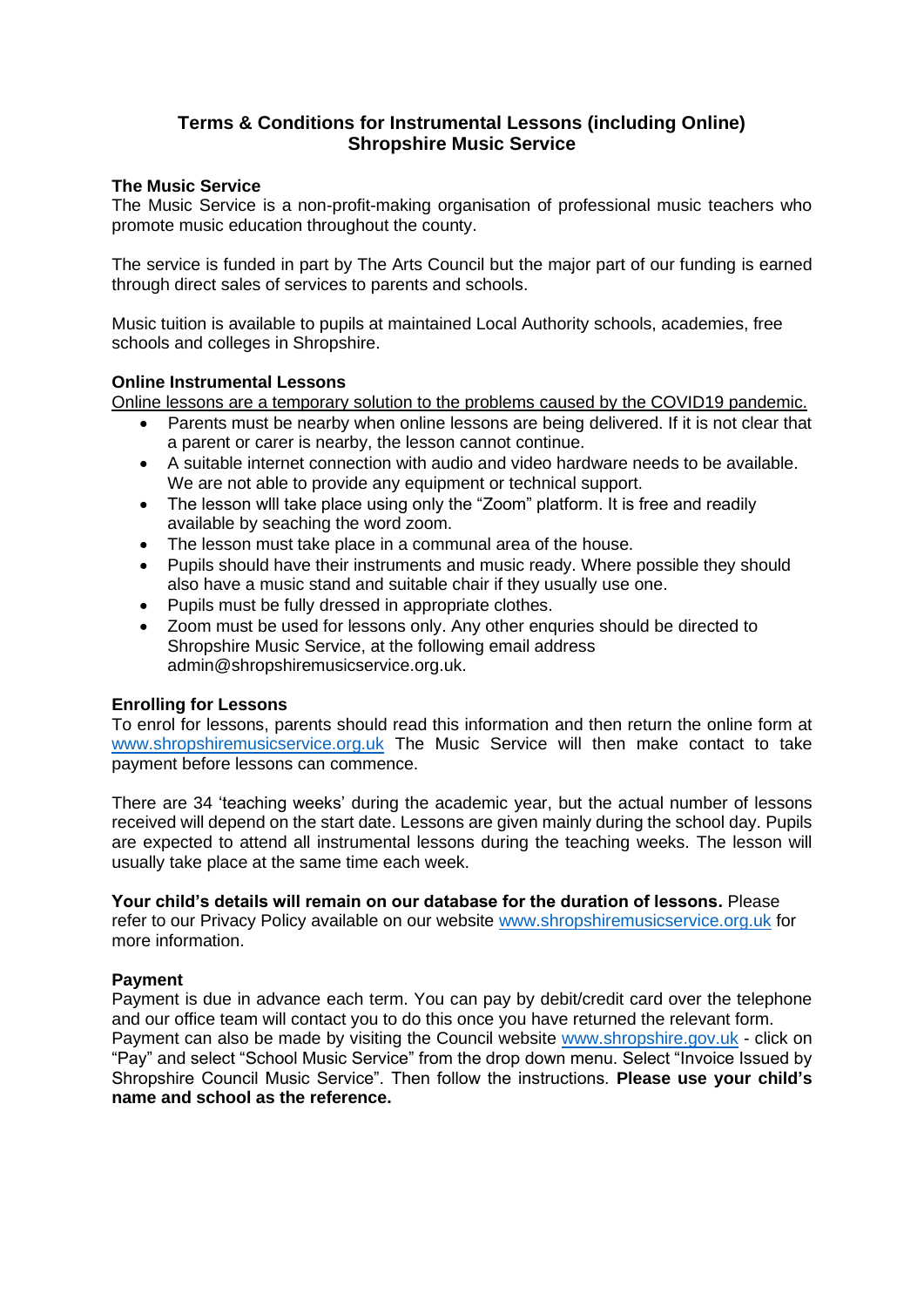# Terms & Conditions for Instrumental Lessons (including Online)
# Shropshire Music Service

## The Music Service

The Music Service is a non-profit-making organisation of professional music teachers who promote music education throughout the county.

The service is funded in part by The Arts Council but the major part of our funding is earned through direct sales of services to parents and schools.

Music tuition is available to pupils at maintained Local Authority schools, academies, free schools and colleges in Shropshire.

## Online Instrumental Lessons

<u>Online lessons are a temporary solution to the problems caused by the COVID19 pandemic.</u>

- Parents must be nearby when online lessons are being delivered. If it is not clear that a parent or carer is nearby, the lesson cannot continue.
- A suitable internet connection with audio and video hardware needs to be available. We are not able to provide any equipment or technical support.
- The lesson wlll take place using only the "Zoom" platform. It is free and readily available by seaching the word zoom.
- The lesson must take place in a communal area of the house.
- Pupils should have their instruments and music ready. Where possible they should also have a music stand and suitable chair if they usually use one.
- Pupils must be fully dressed in appropriate clothes.
- Zoom must be used for lessons only. Any other enqur◌ies should be directed to Shropshire Music Service, at the following email address admin@shropshiremusicservice.org.uk.

## Enrolling for Lessons

To enrol for lessons, parents should read this information and then return the online form at [www.shropshiremusicservice.org.uk](http://www.shropshiremusicservice.org.uk) The Music Service will then make contact to take payment before lessons can commence.

There are 34 'teaching weeks' during the academic year, but the actual number of lessons received will depend on the start date. Lessons are given mainly during the school day. Pupils are expected to attend all instrumental lessons during the teaching weeks. The lesson will usually take place at the same time each week.

**Your child's details will remain on our database for the duration of lessons.** Please refer to our Privacy Policy available on our website [www.shropshiremusicservice.org.uk](http://www.shropshiremusicservice.org.uk) for more information.

## Payment

Payment is due in advance each term. You can pay by debit/credit card over the telephone and our office team will contact you to do this once you have returned the relevant form. Payment can also be made by visiting the Council website [www.shropshire.gov.uk](http://www.shropshire.gov.uk) - click on "Pay" and select "School Music Service" from the drop down menu. Select "Invoice Issued by Shropshire Council Music Service". Then follow the instructions. **Please use your child's name and school as the reference.**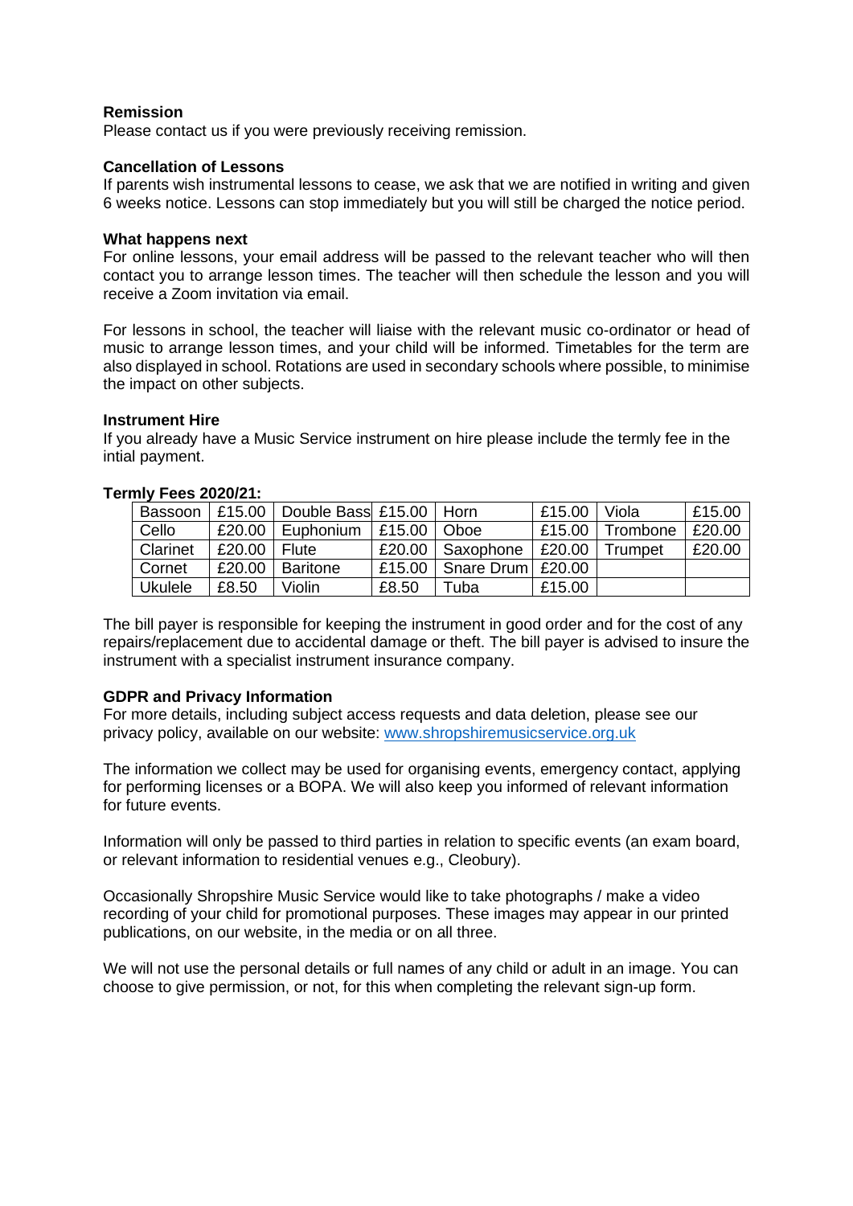**Remission**
Please contact us if you were previously receiving remission.

**Cancellation of Lessons**
If parents wish instrumental lessons to cease, we ask that we are notified in writing and given 6 weeks notice. Lessons can stop immediately but you will still be charged the notice period.

**What happens next**
For online lessons, your email address will be passed to the relevant teacher who will then contact you to arrange lesson times. The teacher will then schedule the lesson and you will receive a Zoom invitation via email.

For lessons in school, the teacher will liaise with the relevant music co-ordinator or head of music to arrange lesson times, and your child will be informed. Timetables for the term are also displayed in school. Rotations are used in secondary schools where possible, to minimise the impact on other subjects.

**Instrument Hire**
If you already have a Music Service instrument on hire please include the termly fee in the intial payment.

**Termly Fees 2020/21:**

| | | | | | | | |
|---|---|---|---|---|---|---|---|
| Bassoon | £15.00 | Double Bass | £15.00 | Horn | £15.00 | Viola | £15.00 |
| Cello | £20.00 | Euphonium | £15.00 | Oboe | £15.00 | Trombone | £20.00 |
| Clarinet | £20.00 | Flute | £20.00 | Saxophone | £20.00 | Trumpet | £20.00 |
| Cornet | £20.00 | Baritone | £15.00 | Snare Drum | £20.00 | | |
| Ukulele | £8.50 | Violin | £8.50 | Tuba | £15.00 | | |

The bill payer is responsible for keeping the instrument in good order and for the cost of any repairs/replacement due to accidental damage or theft. The bill payer is advised to insure the instrument with a specialist instrument insurance company.

**GDPR and Privacy Information**
For more details, including subject access requests and data deletion, please see our privacy policy, available on our website: www.shropshiremusicservice.org.uk

The information we collect may be used for organising events, emergency contact, applying for performing licenses or a BOPA. We will also keep you informed of relevant information for future events.

Information will only be passed to third parties in relation to specific events (an exam board, or relevant information to residential venues e.g., Cleobury).

Occasionally Shropshire Music Service would like to take photographs / make a video recording of your child for promotional purposes. These images may appear in our printed publications, on our website, in the media or on all three.

We will not use the personal details or full names of any child or adult in an image. You can choose to give permission, or not, for this when completing the relevant sign-up form.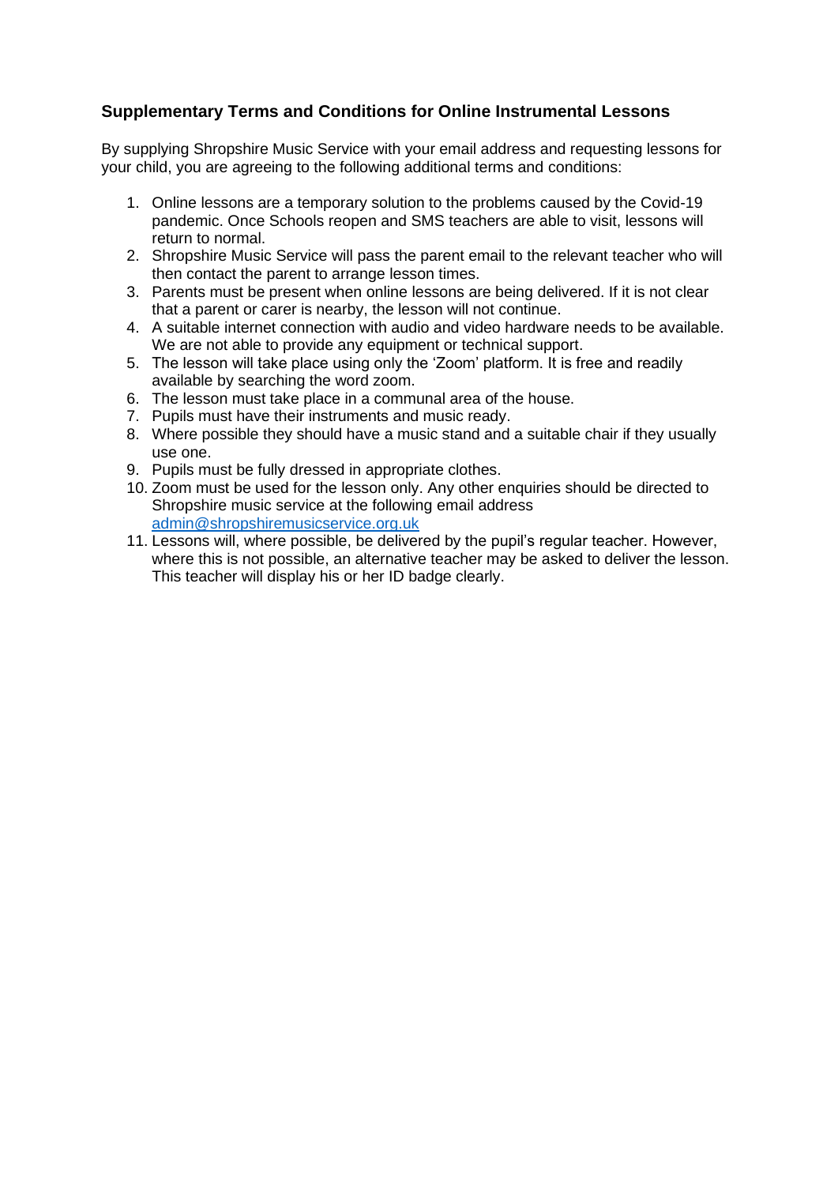## Supplementary Terms and Conditions for Online Instrumental Lessons

By supplying Shropshire Music Service with your email address and requesting lessons for your child, you are agreeing to the following additional terms and conditions:

1. Online lessons are a temporary solution to the problems caused by the Covid-19 pandemic. Once Schools reopen and SMS teachers are able to visit, lessons will return to normal.
2. Shropshire Music Service will pass the parent email to the relevant teacher who will then contact the parent to arrange lesson times.
3. Parents must be present when online lessons are being delivered. If it is not clear that a parent or carer is nearby, the lesson will not continue.
4. A suitable internet connection with audio and video hardware needs to be available. We are not able to provide any equipment or technical support.
5. The lesson will take place using only the 'Zoom' platform. It is free and readily available by searching the word zoom.
6. The lesson must take place in a communal area of the house.
7. Pupils must have their instruments and music ready.
8. Where possible they should have a music stand and a suitable chair if they usually use one.
9. Pupils must be fully dressed in appropriate clothes.
10. Zoom must be used for the lesson only. Any other enquiries should be directed to Shropshire music service at the following email address [admin@shropshiremusicservice.org.uk](mailto:admin@shropshiremusicservice.org.uk)
11. Lessons will, where possible, be delivered by the pupil's regular teacher. However, where this is not possible, an alternative teacher may be asked to deliver the lesson. This teacher will display his or her ID badge clearly.